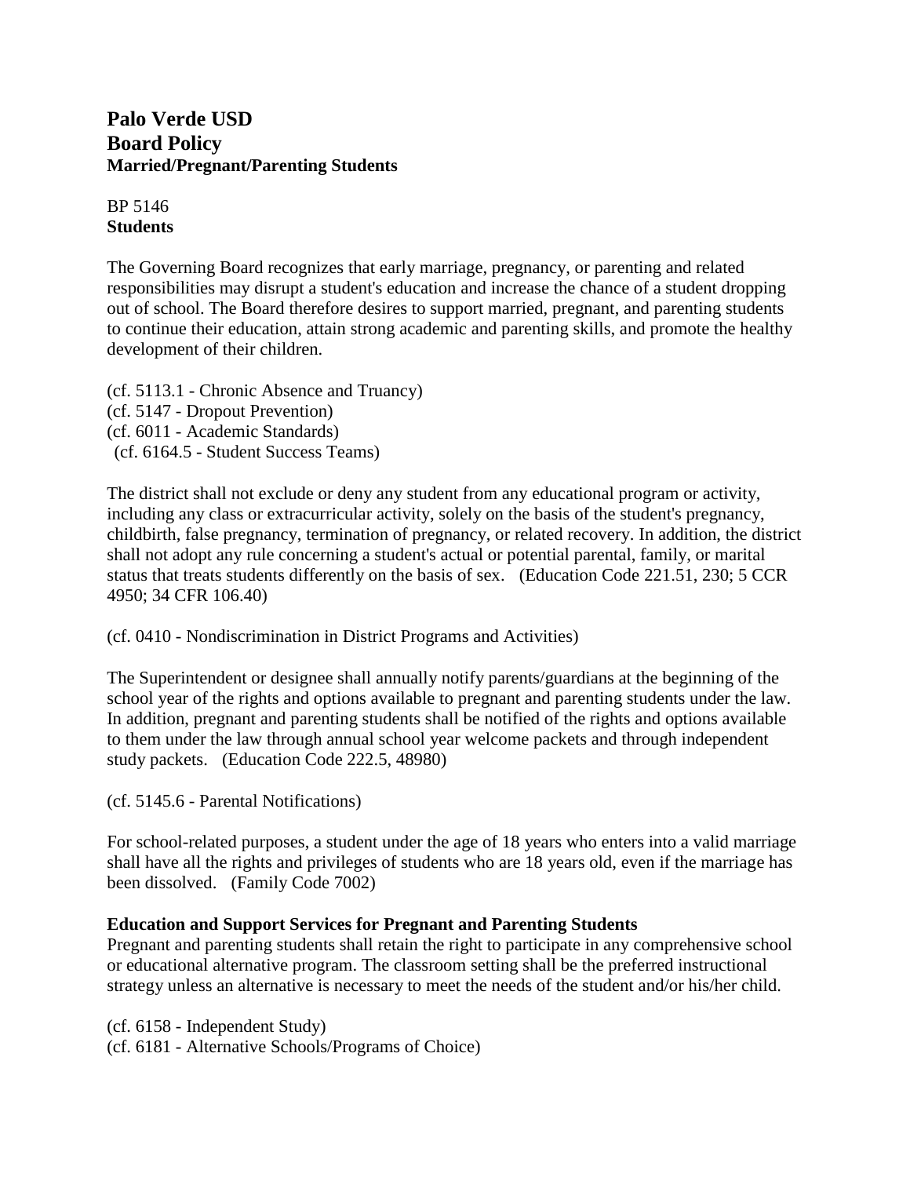# Palo Verde USD
# Board Policy
### Married/Pregnant/Parenting Students

BP 5146
**Students**

The Governing Board recognizes that early marriage, pregnancy, or parenting and related responsibilities may disrupt a student's education and increase the chance of a student dropping out of school. The Board therefore desires to support married, pregnant, and parenting students to continue their education, attain strong academic and parenting skills, and promote the healthy development of their children.

(cf. 5113.1 - Chronic Absence and Truancy)
(cf. 5147 - Dropout Prevention)
(cf. 6011 - Academic Standards)
(cf. 6164.5 - Student Success Teams)

The district shall not exclude or deny any student from any educational program or activity, including any class or extracurricular activity, solely on the basis of the student's pregnancy, childbirth, false pregnancy, termination of pregnancy, or related recovery. In addition, the district shall not adopt any rule concerning a student's actual or potential parental, family, or marital status that treats students differently on the basis of sex. (Education Code 221.51, 230; 5 CCR 4950; 34 CFR 106.40)

(cf. 0410 - Nondiscrimination in District Programs and Activities)

The Superintendent or designee shall annually notify parents/guardians at the beginning of the school year of the rights and options available to pregnant and parenting students under the law. In addition, pregnant and parenting students shall be notified of the rights and options available to them under the law through annual school year welcome packets and through independent study packets. (Education Code 222.5, 48980)

(cf. 5145.6 - Parental Notifications)

For school-related purposes, a student under the age of 18 years who enters into a valid marriage shall have all the rights and privileges of students who are 18 years old, even if the marriage has been dissolved. (Family Code 7002)

**Education and Support Services for Pregnant and Parenting Students**
Pregnant and parenting students shall retain the right to participate in any comprehensive school or educational alternative program. The classroom setting shall be the preferred instructional strategy unless an alternative is necessary to meet the needs of the student and/or his/her child.

(cf. 6158 - Independent Study)
(cf. 6181 - Alternative Schools/Programs of Choice)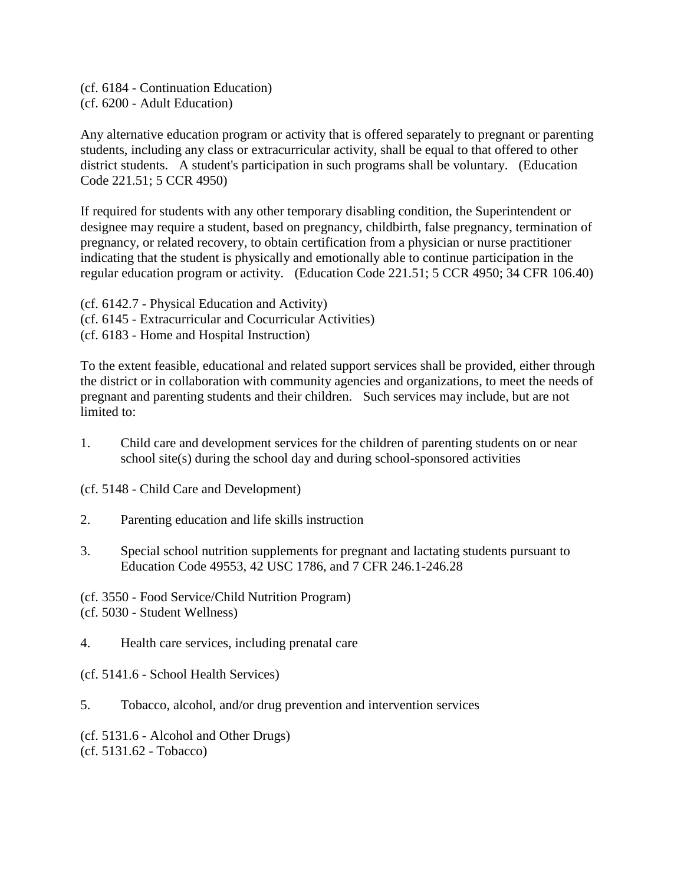(cf. 6184 - Continuation Education)
(cf. 6200 - Adult Education)

Any alternative education program or activity that is offered separately to pregnant or parenting students, including any class or extracurricular activity, shall be equal to that offered to other district students. A student's participation in such programs shall be voluntary. (Education Code 221.51; 5 CCR 4950)

If required for students with any other temporary disabling condition, the Superintendent or designee may require a student, based on pregnancy, childbirth, false pregnancy, termination of pregnancy, or related recovery, to obtain certification from a physician or nurse practitioner indicating that the student is physically and emotionally able to continue participation in the regular education program or activity. (Education Code 221.51; 5 CCR 4950; 34 CFR 106.40)

(cf. 6142.7 - Physical Education and Activity)
(cf. 6145 - Extracurricular and Cocurricular Activities)
(cf. 6183 - Home and Hospital Instruction)

To the extent feasible, educational and related support services shall be provided, either through the district or in collaboration with community agencies and organizations, to meet the needs of pregnant and parenting students and their children. Such services may include, but are not limited to:

1. Child care and development services for the children of parenting students on or near school site(s) during the school day and during school-sponsored activities

(cf. 5148 - Child Care and Development)

2. Parenting education and life skills instruction

3. Special school nutrition supplements for pregnant and lactating students pursuant to Education Code 49553, 42 USC 1786, and 7 CFR 246.1-246.28

(cf. 3550 - Food Service/Child Nutrition Program)
(cf. 5030 - Student Wellness)

4. Health care services, including prenatal care

(cf. 5141.6 - School Health Services)

5. Tobacco, alcohol, and/or drug prevention and intervention services

(cf. 5131.6 - Alcohol and Other Drugs)
(cf. 5131.62 - Tobacco)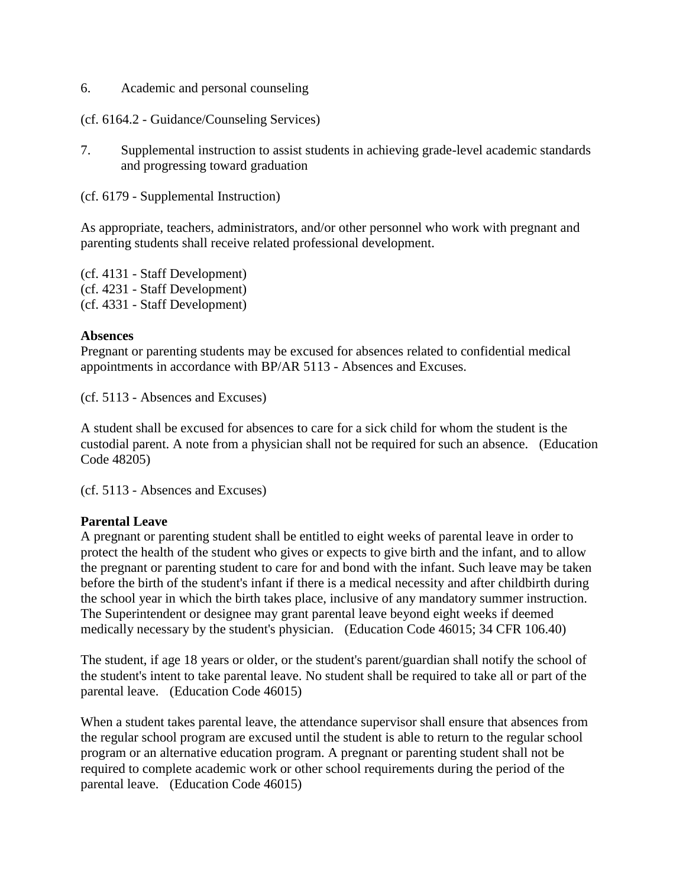6. Academic and personal counseling

(cf. 6164.2 - Guidance/Counseling Services)

7. Supplemental instruction to assist students in achieving grade-level academic standards and progressing toward graduation

(cf. 6179 - Supplemental Instruction)

As appropriate, teachers, administrators, and/or other personnel who work with pregnant and parenting students shall receive related professional development.

(cf. 4131 - Staff Development)
(cf. 4231 - Staff Development)
(cf. 4331 - Staff Development)

**Absences**

Pregnant or parenting students may be excused for absences related to confidential medical appointments in accordance with BP/AR 5113 - Absences and Excuses.

(cf. 5113 - Absences and Excuses)

A student shall be excused for absences to care for a sick child for whom the student is the custodial parent. A note from a physician shall not be required for such an absence. (Education Code 48205)

(cf. 5113 - Absences and Excuses)

**Parental Leave**

A pregnant or parenting student shall be entitled to eight weeks of parental leave in order to protect the health of the student who gives or expects to give birth and the infant, and to allow the pregnant or parenting student to care for and bond with the infant. Such leave may be taken before the birth of the student's infant if there is a medical necessity and after childbirth during the school year in which the birth takes place, inclusive of any mandatory summer instruction. The Superintendent or designee may grant parental leave beyond eight weeks if deemed medically necessary by the student's physician. (Education Code 46015; 34 CFR 106.40)

The student, if age 18 years or older, or the student's parent/guardian shall notify the school of the student's intent to take parental leave. No student shall be required to take all or part of the parental leave. (Education Code 46015)

When a student takes parental leave, the attendance supervisor shall ensure that absences from the regular school program are excused until the student is able to return to the regular school program or an alternative education program. A pregnant or parenting student shall not be required to complete academic work or other school requirements during the period of the parental leave. (Education Code 46015)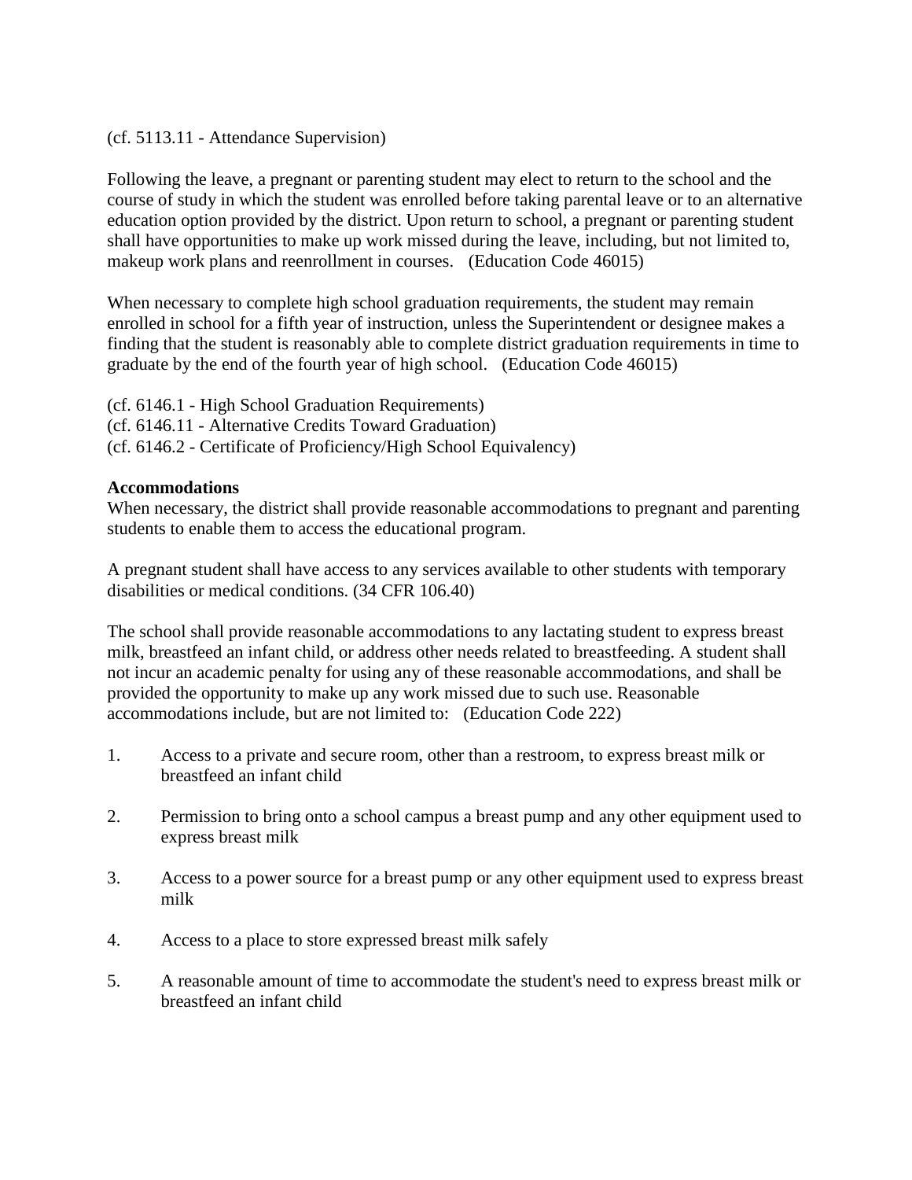(cf. 5113.11 - Attendance Supervision)

Following the leave, a pregnant or parenting student may elect to return to the school and the course of study in which the student was enrolled before taking parental leave or to an alternative education option provided by the district. Upon return to school, a pregnant or parenting student shall have opportunities to make up work missed during the leave, including, but not limited to, makeup work plans and reenrollment in courses. (Education Code 46015)

When necessary to complete high school graduation requirements, the student may remain enrolled in school for a fifth year of instruction, unless the Superintendent or designee makes a finding that the student is reasonably able to complete district graduation requirements in time to graduate by the end of the fourth year of high school. (Education Code 46015)

(cf. 6146.1 - High School Graduation Requirements)
(cf. 6146.11 - Alternative Credits Toward Graduation)
(cf. 6146.2 - Certificate of Proficiency/High School Equivalency)

**Accommodations**

When necessary, the district shall provide reasonable accommodations to pregnant and parenting students to enable them to access the educational program.

A pregnant student shall have access to any services available to other students with temporary disabilities or medical conditions. (34 CFR 106.40)

The school shall provide reasonable accommodations to any lactating student to express breast milk, breastfeed an infant child, or address other needs related to breastfeeding. A student shall not incur an academic penalty for using any of these reasonable accommodations, and shall be provided the opportunity to make up any work missed due to such use. Reasonable accommodations include, but are not limited to: (Education Code 222)

1. Access to a private and secure room, other than a restroom, to express breast milk or breastfeed an infant child
2. Permission to bring onto a school campus a breast pump and any other equipment used to express breast milk
3. Access to a power source for a breast pump or any other equipment used to express breast milk
4. Access to a place to store expressed breast milk safely
5. A reasonable amount of time to accommodate the student's need to express breast milk or breastfeed an infant child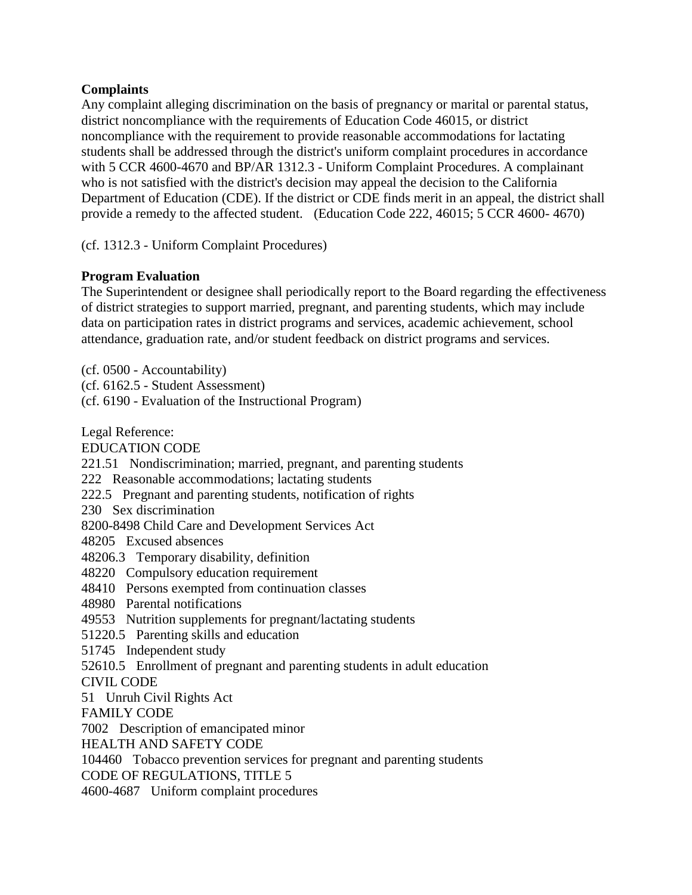**Complaints**

Any complaint alleging discrimination on the basis of pregnancy or marital or parental status, district noncompliance with the requirements of Education Code 46015, or district noncompliance with the requirement to provide reasonable accommodations for lactating students shall be addressed through the district's uniform complaint procedures in accordance with 5 CCR 4600-4670 and BP/AR 1312.3 - Uniform Complaint Procedures. A complainant who is not satisfied with the district's decision may appeal the decision to the California Department of Education (CDE). If the district or CDE finds merit in an appeal, the district shall provide a remedy to the affected student. (Education Code 222, 46015; 5 CCR 4600- 4670)

(cf. 1312.3 - Uniform Complaint Procedures)

**Program Evaluation**

The Superintendent or designee shall periodically report to the Board regarding the effectiveness of district strategies to support married, pregnant, and parenting students, which may include data on participation rates in district programs and services, academic achievement, school attendance, graduation rate, and/or student feedback on district programs and services.

(cf. 0500 - Accountability)
(cf. 6162.5 - Student Assessment)
(cf. 6190 - Evaluation of the Instructional Program)

Legal Reference:
EDUCATION CODE
221.51 Nondiscrimination; married, pregnant, and parenting students
222 Reasonable accommodations; lactating students
222.5 Pregnant and parenting students, notification of rights
230 Sex discrimination
8200-8498 Child Care and Development Services Act
48205 Excused absences
48206.3 Temporary disability, definition
48220 Compulsory education requirement
48410 Persons exempted from continuation classes
48980 Parental notifications
49553 Nutrition supplements for pregnant/lactating students
51220.5 Parenting skills and education
51745 Independent study
52610.5 Enrollment of pregnant and parenting students in adult education
CIVIL CODE
51 Unruh Civil Rights Act
FAMILY CODE
7002 Description of emancipated minor
HEALTH AND SAFETY CODE
104460 Tobacco prevention services for pregnant and parenting students
CODE OF REGULATIONS, TITLE 5
4600-4687 Uniform complaint procedures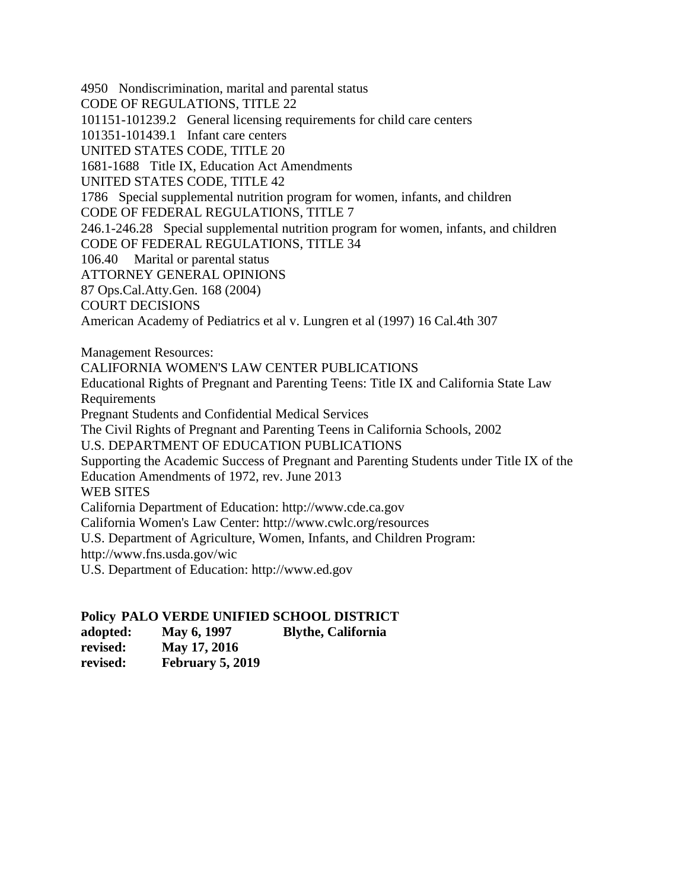4950 Nondiscrimination, marital and parental status
CODE OF REGULATIONS, TITLE 22
101151-101239.2 General licensing requirements for child care centers
101351-101439.1 Infant care centers
UNITED STATES CODE, TITLE 20
1681-1688 Title IX, Education Act Amendments
UNITED STATES CODE, TITLE 42
1786 Special supplemental nutrition program for women, infants, and children
CODE OF FEDERAL REGULATIONS, TITLE 7
246.1-246.28 Special supplemental nutrition program for women, infants, and children
CODE OF FEDERAL REGULATIONS, TITLE 34
106.40 Marital or parental status
ATTORNEY GENERAL OPINIONS
87 Ops.Cal.Atty.Gen. 168 (2004)
COURT DECISIONS
American Academy of Pediatrics et al v. Lungren et al (1997) 16 Cal.4th 307

Management Resources:
CALIFORNIA WOMEN'S LAW CENTER PUBLICATIONS
Educational Rights of Pregnant and Parenting Teens: Title IX and California State Law Requirements
Pregnant Students and Confidential Medical Services
The Civil Rights of Pregnant and Parenting Teens in California Schools, 2002
U.S. DEPARTMENT OF EDUCATION PUBLICATIONS
Supporting the Academic Success of Pregnant and Parenting Students under Title IX of the Education Amendments of 1972, rev. June 2013
WEB SITES
California Department of Education: http://www.cde.ca.gov
California Women's Law Center: http://www.cwlc.org/resources
U.S. Department of Agriculture, Women, Infants, and Children Program: http://www.fns.usda.gov/wic
U.S. Department of Education: http://www.ed.gov

**Policy PALO VERDE UNIFIED SCHOOL DISTRICT**
**adopted: May 6, 1997 Blythe, California**
**revised: May 17, 2016**
**revised: February 5, 2019**